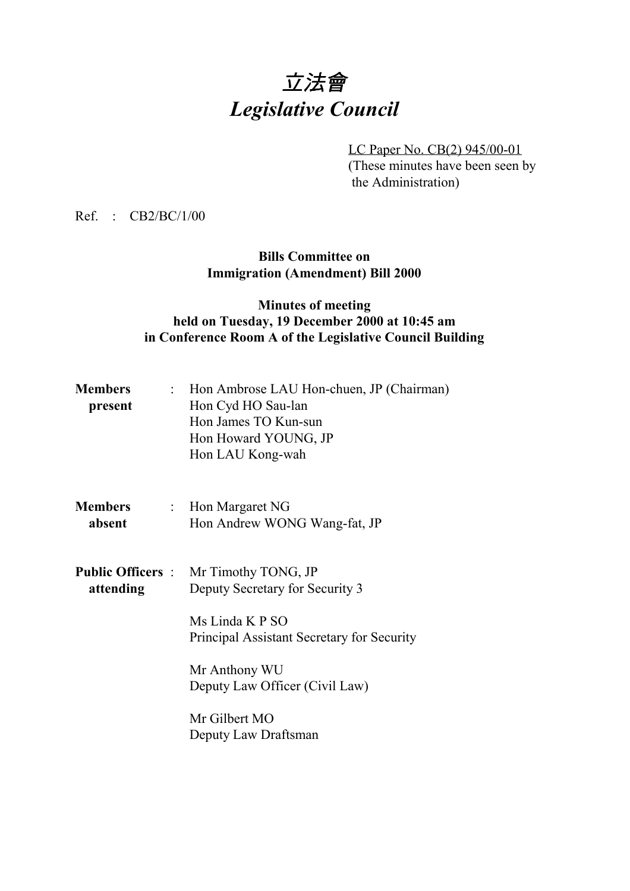# 立法會
# *Legislative Council*

LC Paper No. CB(2) 945/00-01
(These minutes have been seen by the Administration)

Ref. : CB2/BC/1/00

**Bills Committee on**
**Immigration (Amendment) Bill 2000**

**Minutes of meeting**
**held on Tuesday, 19 December 2000 at 10:45 am**
**in Conference Room A of the Legislative Council Building**

**Members present** :
Hon Ambrose LAU Hon-chuen, JP (Chairman)
Hon Cyd HO Sau-lan
Hon James TO Kun-sun
Hon Howard YOUNG, JP
Hon LAU Kong-wah

**Members absent** :
Hon Margaret NG
Hon Andrew WONG Wang-fat, JP

**Public Officers attending** :
Mr Timothy TONG, JP
Deputy Secretary for Security 3

Ms Linda K P SO
Principal Assistant Secretary for Security

Mr Anthony WU
Deputy Law Officer (Civil Law)

Mr Gilbert MO
Deputy Law Draftsman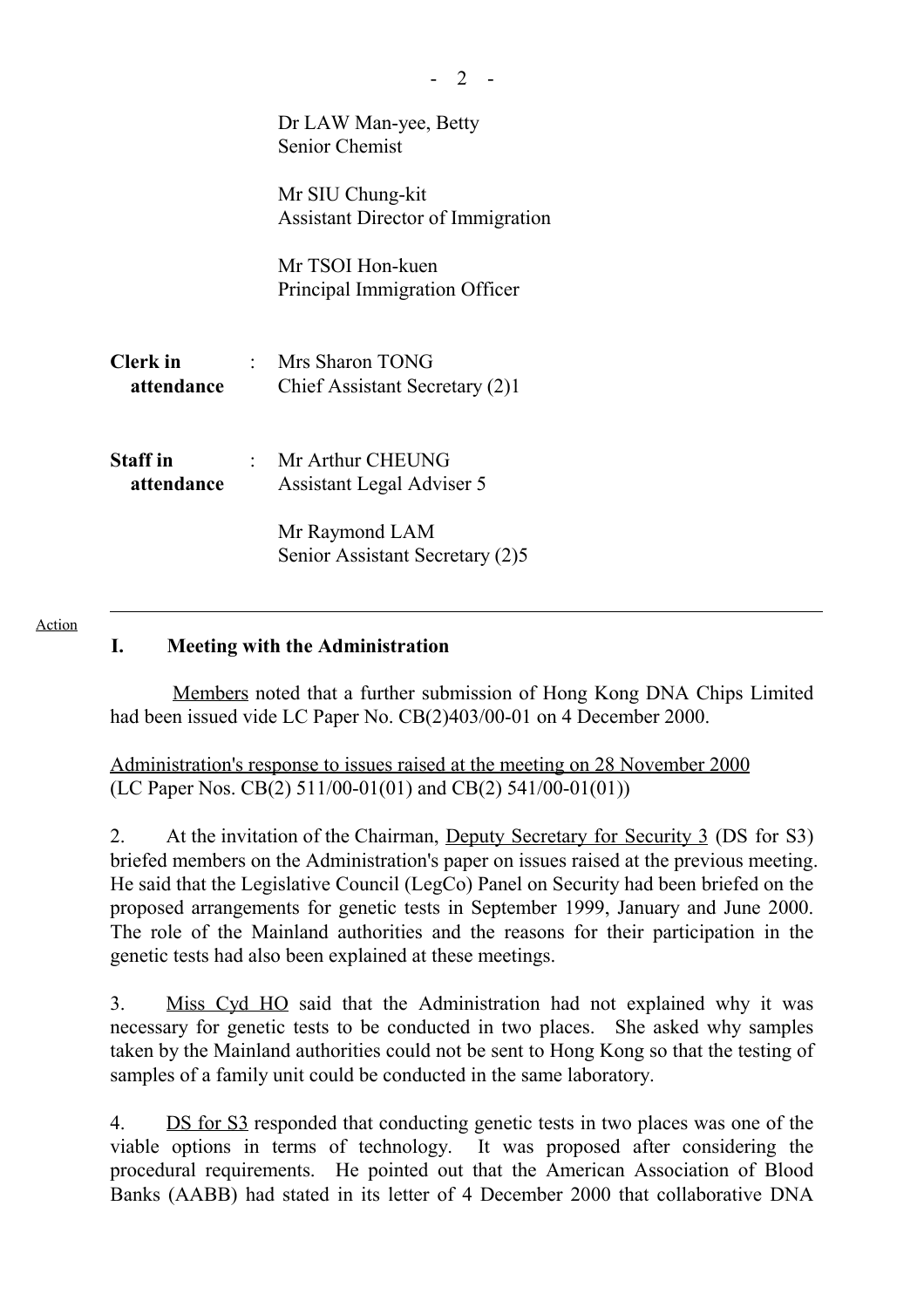Dr LAW Man-yee, Betty
Senior Chemist

Mr SIU Chung-kit
Assistant Director of Immigration

Mr TSOI Hon-kuen
Principal Immigration Officer

**Clerk in attendance** : Mrs Sharon TONG
Chief Assistant Secretary (2)1

**Staff in attendance** : Mr Arthur CHEUNG
Assistant Legal Adviser 5

Mr Raymond LAM
Senior Assistant Secretary (2)5

---

Action

## I. Meeting with the Administration

Members noted that a further submission of Hong Kong DNA Chips Limited had been issued vide LC Paper No. CB(2)403/00-01 on 4 December 2000.

Administration's response to issues raised at the meeting on 28 November 2000
(LC Paper Nos. CB(2) 511/00-01(01) and CB(2) 541/00-01(01))

2. At the invitation of the Chairman, Deputy Secretary for Security 3 (DS for S3) briefed members on the Administration's paper on issues raised at the previous meeting. He said that the Legislative Council (LegCo) Panel on Security had been briefed on the proposed arrangements for genetic tests in September 1999, January and June 2000. The role of the Mainland authorities and the reasons for their participation in the genetic tests had also been explained at these meetings.

3. Miss Cyd HO said that the Administration had not explained why it was necessary for genetic tests to be conducted in two places. She asked why samples taken by the Mainland authorities could not be sent to Hong Kong so that the testing of samples of a family unit could be conducted in the same laboratory.

4. DS for S3 responded that conducting genetic tests in two places was one of the viable options in terms of technology. It was proposed after considering the procedural requirements. He pointed out that the American Association of Blood Banks (AABB) had stated in its letter of 4 December 2000 that collaborative DNA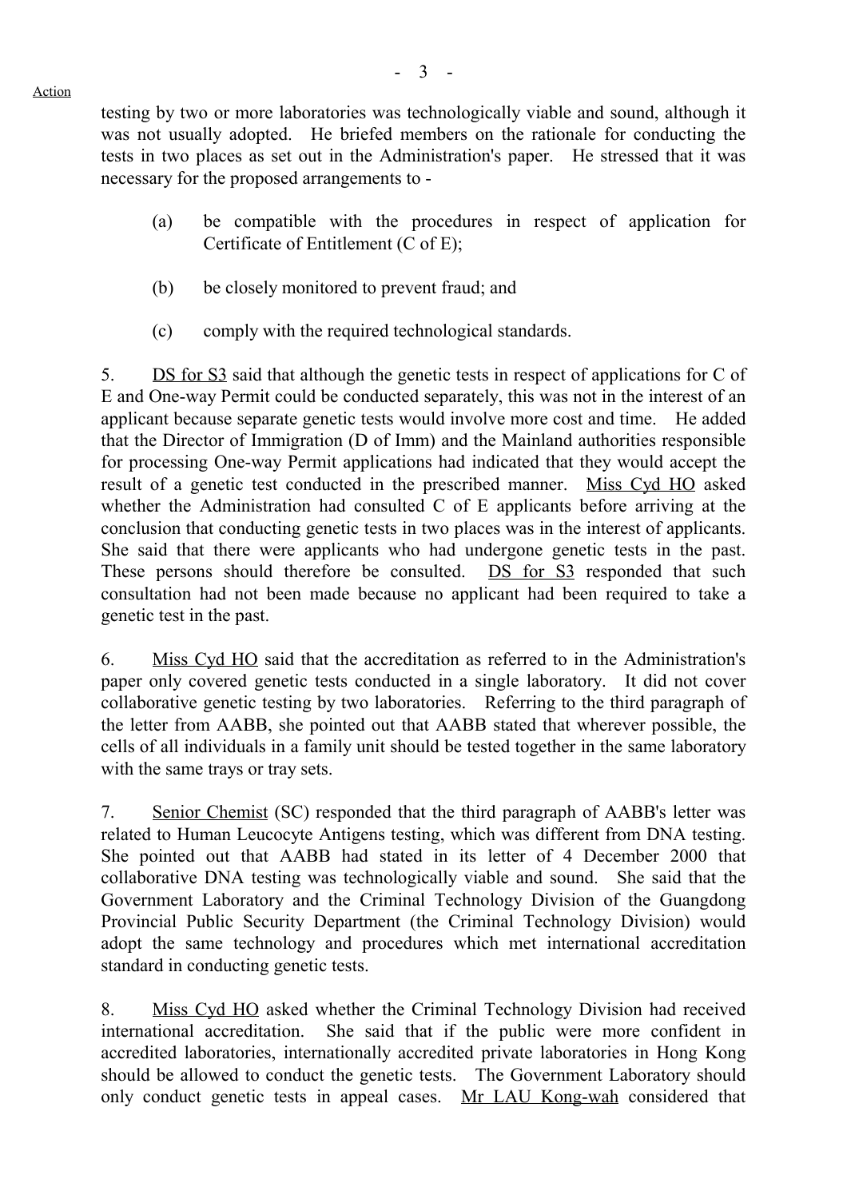Action

testing by two or more laboratories was technologically viable and sound, although it was not usually adopted. He briefed members on the rationale for conducting the tests in two places as set out in the Administration's paper. He stressed that it was necessary for the proposed arrangements to -

(a) be compatible with the procedures in respect of application for Certificate of Entitlement (C of E);

(b) be closely monitored to prevent fraud; and

(c) comply with the required technological standards.

5. DS for S3 said that although the genetic tests in respect of applications for C of E and One-way Permit could be conducted separately, this was not in the interest of an applicant because separate genetic tests would involve more cost and time. He added that the Director of Immigration (D of Imm) and the Mainland authorities responsible for processing One-way Permit applications had indicated that they would accept the result of a genetic test conducted in the prescribed manner. Miss Cyd HO asked whether the Administration had consulted C of E applicants before arriving at the conclusion that conducting genetic tests in two places was in the interest of applicants. She said that there were applicants who had undergone genetic tests in the past. These persons should therefore be consulted. DS for S3 responded that such consultation had not been made because no applicant had been required to take a genetic test in the past.

6. Miss Cyd HO said that the accreditation as referred to in the Administration's paper only covered genetic tests conducted in a single laboratory. It did not cover collaborative genetic testing by two laboratories. Referring to the third paragraph of the letter from AABB, she pointed out that AABB stated that wherever possible, the cells of all individuals in a family unit should be tested together in the same laboratory with the same trays or tray sets.

7. Senior Chemist (SC) responded that the third paragraph of AABB's letter was related to Human Leucocyte Antigens testing, which was different from DNA testing. She pointed out that AABB had stated in its letter of 4 December 2000 that collaborative DNA testing was technologically viable and sound. She said that the Government Laboratory and the Criminal Technology Division of the Guangdong Provincial Public Security Department (the Criminal Technology Division) would adopt the same technology and procedures which met international accreditation standard in conducting genetic tests.

8. Miss Cyd HO asked whether the Criminal Technology Division had received international accreditation. She said that if the public were more confident in accredited laboratories, internationally accredited private laboratories in Hong Kong should be allowed to conduct the genetic tests. The Government Laboratory should only conduct genetic tests in appeal cases. Mr LAU Kong-wah considered that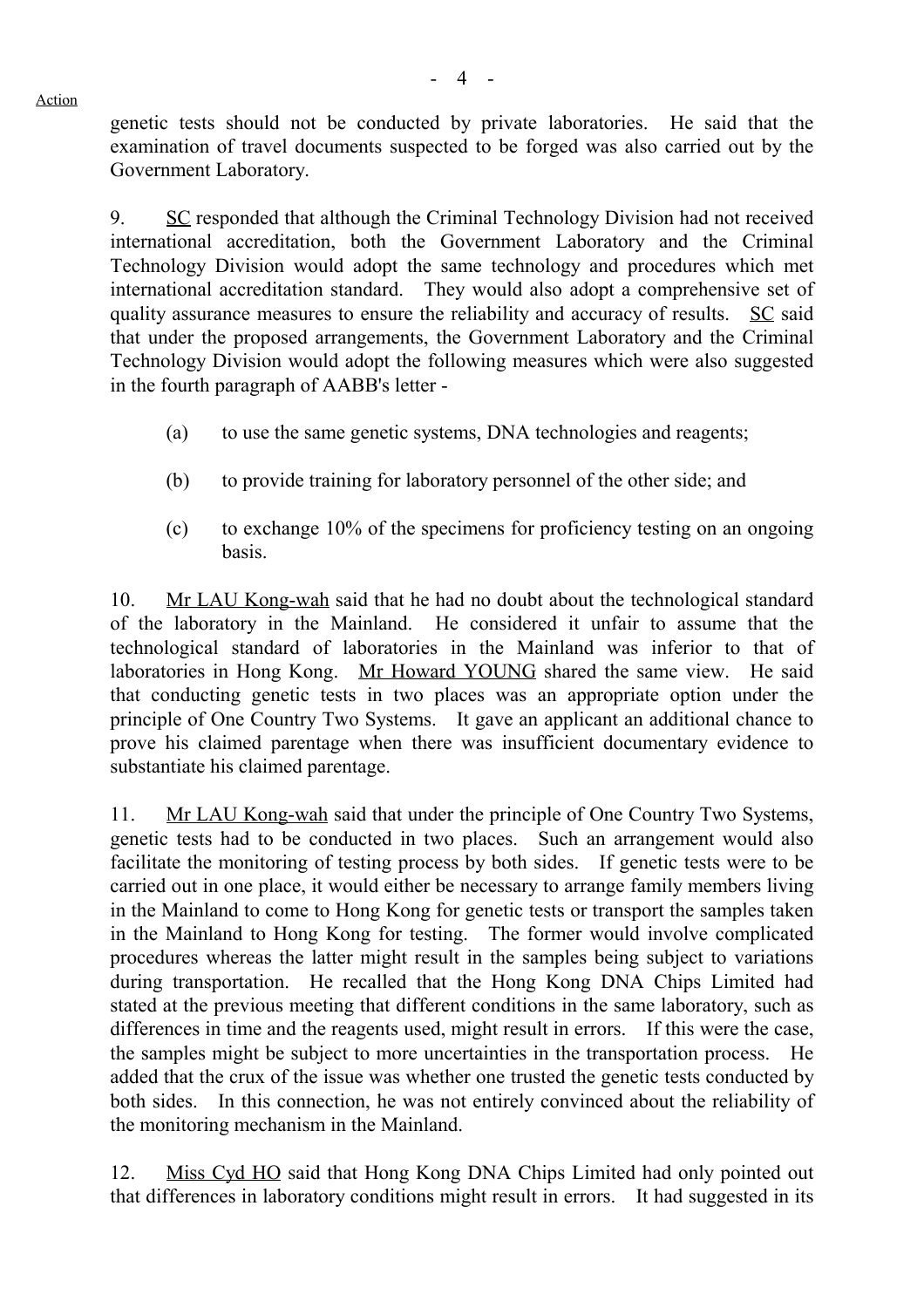genetic tests should not be conducted by private laboratories. He said that the examination of travel documents suspected to be forged was also carried out by the Government Laboratory.

9. SC responded that although the Criminal Technology Division had not received international accreditation, both the Government Laboratory and the Criminal Technology Division would adopt the same technology and procedures which met international accreditation standard. They would also adopt a comprehensive set of quality assurance measures to ensure the reliability and accuracy of results. SC said that under the proposed arrangements, the Government Laboratory and the Criminal Technology Division would adopt the following measures which were also suggested in the fourth paragraph of AABB's letter -

(a) to use the same genetic systems, DNA technologies and reagents;

(b) to provide training for laboratory personnel of the other side; and

(c) to exchange 10% of the specimens for proficiency testing on an ongoing basis.

10. Mr LAU Kong-wah said that he had no doubt about the technological standard of the laboratory in the Mainland. He considered it unfair to assume that the technological standard of laboratories in the Mainland was inferior to that of laboratories in Hong Kong. Mr Howard YOUNG shared the same view. He said that conducting genetic tests in two places was an appropriate option under the principle of One Country Two Systems. It gave an applicant an additional chance to prove his claimed parentage when there was insufficient documentary evidence to substantiate his claimed parentage.

11. Mr LAU Kong-wah said that under the principle of One Country Two Systems, genetic tests had to be conducted in two places. Such an arrangement would also facilitate the monitoring of testing process by both sides. If genetic tests were to be carried out in one place, it would either be necessary to arrange family members living in the Mainland to come to Hong Kong for genetic tests or transport the samples taken in the Mainland to Hong Kong for testing. The former would involve complicated procedures whereas the latter might result in the samples being subject to variations during transportation. He recalled that the Hong Kong DNA Chips Limited had stated at the previous meeting that different conditions in the same laboratory, such as differences in time and the reagents used, might result in errors. If this were the case, the samples might be subject to more uncertainties in the transportation process. He added that the crux of the issue was whether one trusted the genetic tests conducted by both sides. In this connection, he was not entirely convinced about the reliability of the monitoring mechanism in the Mainland.

12. Miss Cyd HO said that Hong Kong DNA Chips Limited had only pointed out that differences in laboratory conditions might result in errors. It had suggested in its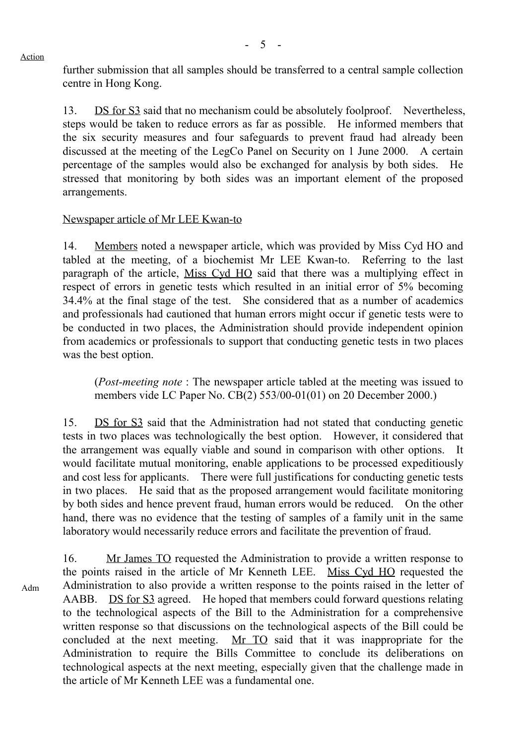Action

further submission that all samples should be transferred to a central sample collection centre in Hong Kong.

13. DS for S3 said that no mechanism could be absolutely foolproof. Nevertheless, steps would be taken to reduce errors as far as possible. He informed members that the six security measures and four safeguards to prevent fraud had already been discussed at the meeting of the LegCo Panel on Security on 1 June 2000. A certain percentage of the samples would also be exchanged for analysis by both sides. He stressed that monitoring by both sides was an important element of the proposed arrangements.

Newspaper article of Mr LEE Kwan-to

14. Members noted a newspaper article, which was provided by Miss Cyd HO and tabled at the meeting, of a biochemist Mr LEE Kwan-to. Referring to the last paragraph of the article, Miss Cyd HO said that there was a multiplying effect in respect of errors in genetic tests which resulted in an initial error of 5% becoming 34.4% at the final stage of the test. She considered that as a number of academics and professionals had cautioned that human errors might occur if genetic tests were to be conducted in two places, the Administration should provide independent opinion from academics or professionals to support that conducting genetic tests in two places was the best option.

> (*Post-meeting note* : The newspaper article tabled at the meeting was issued to members vide LC Paper No. CB(2) 553/00-01(01) on 20 December 2000.)

15. DS for S3 said that the Administration had not stated that conducting genetic tests in two places was technologically the best option. However, it considered that the arrangement was equally viable and sound in comparison with other options. It would facilitate mutual monitoring, enable applications to be processed expeditiously and cost less for applicants. There were full justifications for conducting genetic tests in two places. He said that as the proposed arrangement would facilitate monitoring by both sides and hence prevent fraud, human errors would be reduced. On the other hand, there was no evidence that the testing of samples of a family unit in the same laboratory would necessarily reduce errors and facilitate the prevention of fraud.

16. Mr James TO requested the Administration to provide a written response to the points raised in the article of Mr Kenneth LEE. Miss Cyd HO requested the Administration to also provide a written response to the points raised in the letter of AABB. DS for S3 agreed. He hoped that members could forward questions relating to the technological aspects of the Bill to the Administration for a comprehensive written response so that discussions on the technological aspects of the Bill could be concluded at the next meeting. Mr TO said that it was inappropriate for the Administration to require the Bills Committee to conclude its deliberations on technological aspects at the next meeting, especially given that the challenge made in the article of Mr Kenneth LEE was a fundamental one.

Adm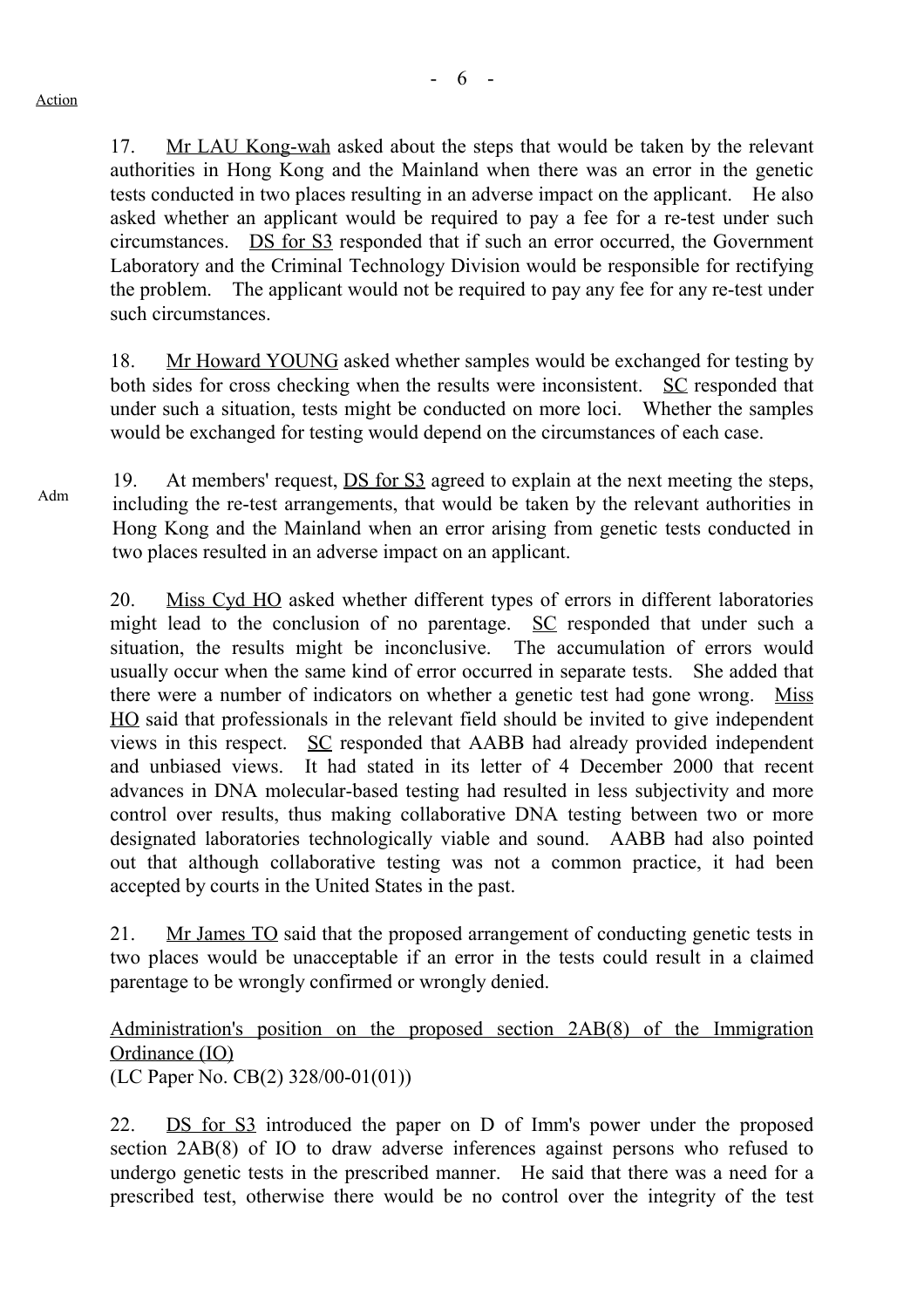Action

17. Mr LAU Kong-wah asked about the steps that would be taken by the relevant authorities in Hong Kong and the Mainland when there was an error in the genetic tests conducted in two places resulting in an adverse impact on the applicant. He also asked whether an applicant would be required to pay a fee for a re-test under such circumstances. DS for S3 responded that if such an error occurred, the Government Laboratory and the Criminal Technology Division would be responsible for rectifying the problem. The applicant would not be required to pay any fee for any re-test under such circumstances.

18. Mr Howard YOUNG asked whether samples would be exchanged for testing by both sides for cross checking when the results were inconsistent. SC responded that under such a situation, tests might be conducted on more loci. Whether the samples would be exchanged for testing would depend on the circumstances of each case.

Adm

19. At members' request, DS for S3 agreed to explain at the next meeting the steps, including the re-test arrangements, that would be taken by the relevant authorities in Hong Kong and the Mainland when an error arising from genetic tests conducted in two places resulted in an adverse impact on an applicant.

20. Miss Cyd HO asked whether different types of errors in different laboratories might lead to the conclusion of no parentage. SC responded that under such a situation, the results might be inconclusive. The accumulation of errors would usually occur when the same kind of error occurred in separate tests. She added that there were a number of indicators on whether a genetic test had gone wrong. Miss HO said that professionals in the relevant field should be invited to give independent views in this respect. SC responded that AABB had already provided independent and unbiased views. It had stated in its letter of 4 December 2000 that recent advances in DNA molecular-based testing had resulted in less subjectivity and more control over results, thus making collaborative DNA testing between two or more designated laboratories technologically viable and sound. AABB had also pointed out that although collaborative testing was not a common practice, it had been accepted by courts in the United States in the past.

21. Mr James TO said that the proposed arrangement of conducting genetic tests in two places would be unacceptable if an error in the tests could result in a claimed parentage to be wrongly confirmed or wrongly denied.

Administration's position on the proposed section 2AB(8) of the Immigration Ordinance (IO)
(LC Paper No. CB(2) 328/00-01(01))

22. DS for S3 introduced the paper on D of Imm's power under the proposed section 2AB(8) of IO to draw adverse inferences against persons who refused to undergo genetic tests in the prescribed manner. He said that there was a need for a prescribed test, otherwise there would be no control over the integrity of the test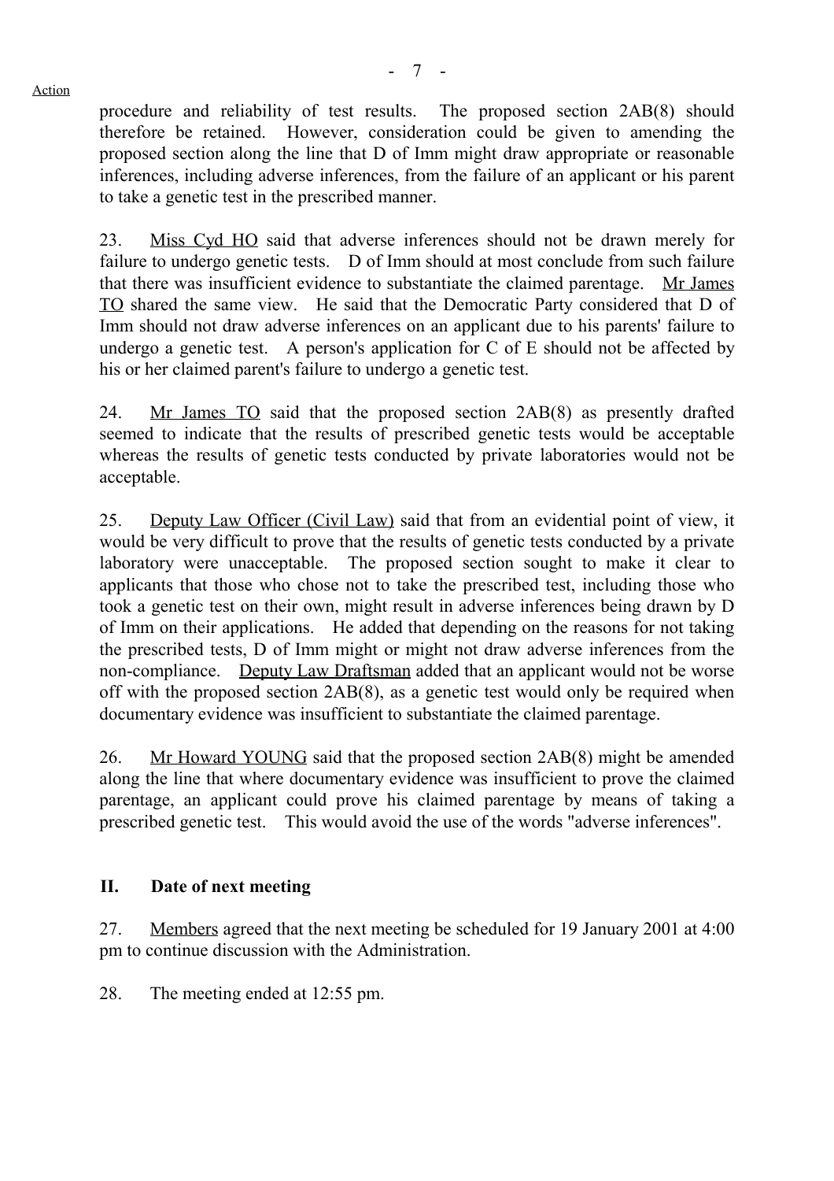Action

procedure and reliability of test results. The proposed section 2AB(8) should therefore be retained. However, consideration could be given to amending the proposed section along the line that D of Imm might draw appropriate or reasonable inferences, including adverse inferences, from the failure of an applicant or his parent to take a genetic test in the prescribed manner.

23. Miss Cyd HO said that adverse inferences should not be drawn merely for failure to undergo genetic tests. D of Imm should at most conclude from such failure that there was insufficient evidence to substantiate the claimed parentage. Mr James TO shared the same view. He said that the Democratic Party considered that D of Imm should not draw adverse inferences on an applicant due to his parents' failure to undergo a genetic test. A person's application for C of E should not be affected by his or her claimed parent's failure to undergo a genetic test.

24. Mr James TO said that the proposed section 2AB(8) as presently drafted seemed to indicate that the results of prescribed genetic tests would be acceptable whereas the results of genetic tests conducted by private laboratories would not be acceptable.

25. Deputy Law Officer (Civil Law) said that from an evidential point of view, it would be very difficult to prove that the results of genetic tests conducted by a private laboratory were unacceptable. The proposed section sought to make it clear to applicants that those who chose not to take the prescribed test, including those who took a genetic test on their own, might result in adverse inferences being drawn by D of Imm on their applications. He added that depending on the reasons for not taking the prescribed tests, D of Imm might or might not draw adverse inferences from the non-compliance. Deputy Law Draftsman added that an applicant would not be worse off with the proposed section 2AB(8), as a genetic test would only be required when documentary evidence was insufficient to substantiate the claimed parentage.

26. Mr Howard YOUNG said that the proposed section 2AB(8) might be amended along the line that where documentary evidence was insufficient to prove the claimed parentage, an applicant could prove his claimed parentage by means of taking a prescribed genetic test. This would avoid the use of the words "adverse inferences".

## II. Date of next meeting

27. Members agreed that the next meeting be scheduled for 19 January 2001 at 4:00 pm to continue discussion with the Administration.

28. The meeting ended at 12:55 pm.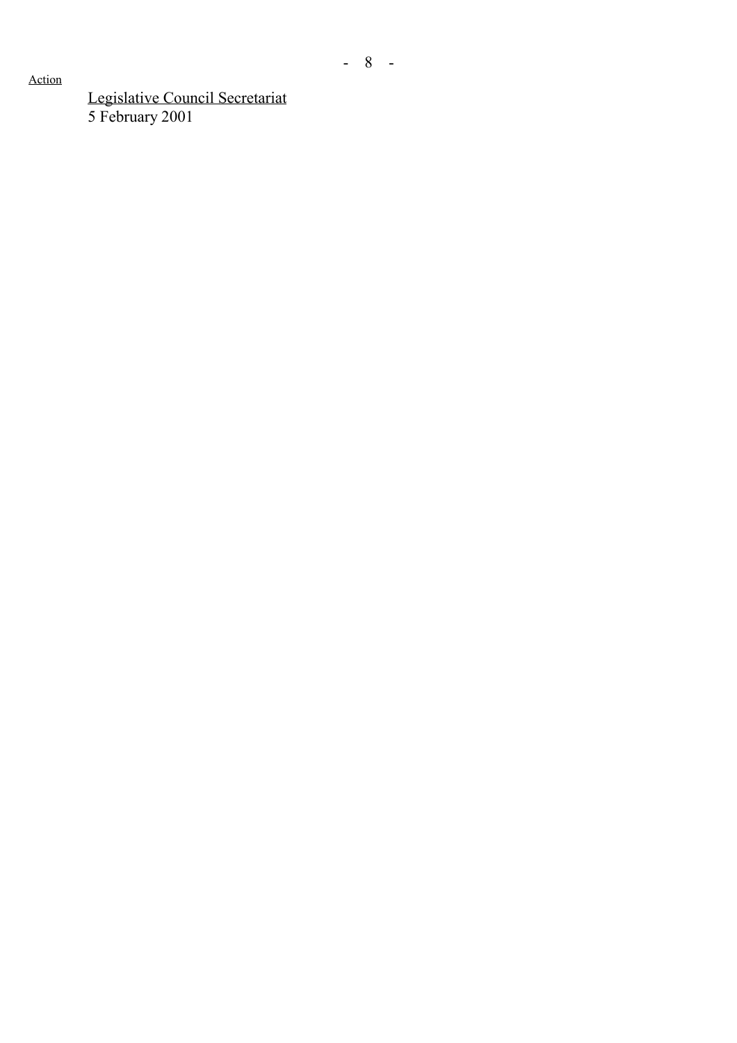Action

<u>Legislative Council Secretariat</u>
5 February 2001